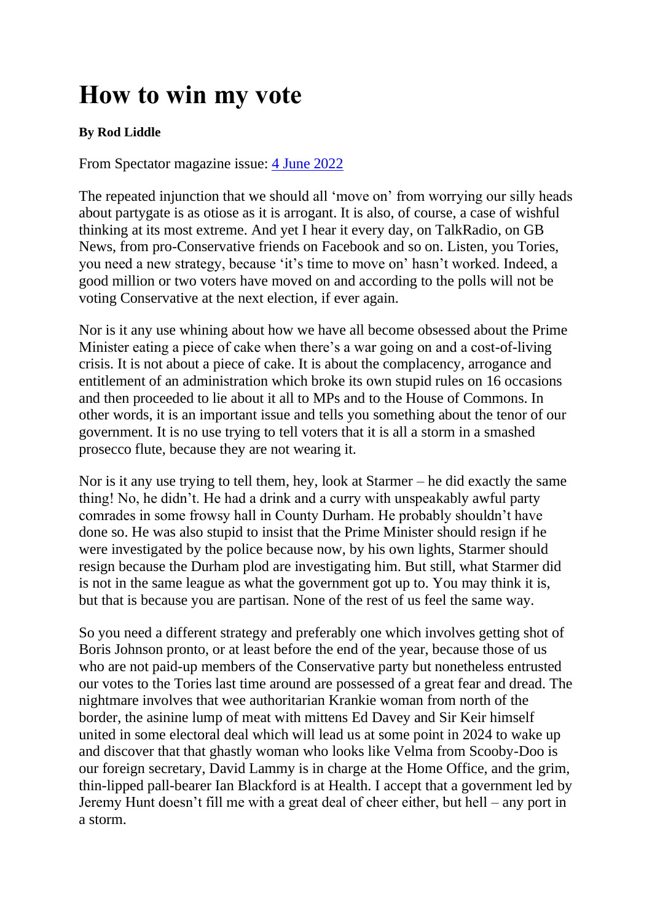# How to win my vote

**By Rod Liddle**

From Spectator magazine issue: [4 June 2022]

The repeated injunction that we should all 'move on' from worrying our silly heads about partygate is as otiose as it is arrogant. It is also, of course, a case of wishful thinking at its most extreme. And yet I hear it every day, on TalkRadio, on GB News, from pro-Conservative friends on Facebook and so on. Listen, you Tories, you need a new strategy, because 'it's time to move on' hasn't worked. Indeed, a good million or two voters have moved on and according to the polls will not be voting Conservative at the next election, if ever again.

Nor is it any use whining about how we have all become obsessed about the Prime Minister eating a piece of cake when there's a war going on and a cost-of-living crisis. It is not about a piece of cake. It is about the complacency, arrogance and entitlement of an administration which broke its own stupid rules on 16 occasions and then proceeded to lie about it all to MPs and to the House of Commons. In other words, it is an important issue and tells you something about the tenor of our government. It is no use trying to tell voters that it is all a storm in a smashed prosecco flute, because they are not wearing it.

Nor is it any use trying to tell them, hey, look at Starmer – he did exactly the same thing! No, he didn't. He had a drink and a curry with unspeakably awful party comrades in some frowsy hall in County Durham. He probably shouldn't have done so. He was also stupid to insist that the Prime Minister should resign if he were investigated by the police because now, by his own lights, Starmer should resign because the Durham plod are investigating him. But still, what Starmer did is not in the same league as what the government got up to. You may think it is, but that is because you are partisan. None of the rest of us feel the same way.

So you need a different strategy and preferably one which involves getting shot of Boris Johnson pronto, or at least before the end of the year, because those of us who are not paid-up members of the Conservative party but nonetheless entrusted our votes to the Tories last time around are possessed of a great fear and dread. The nightmare involves that wee authoritarian Krankie woman from north of the border, the asinine lump of meat with mittens Ed Davey and Sir Keir himself united in some electoral deal which will lead us at some point in 2024 to wake up and discover that that ghastly woman who looks like Velma from Scooby-Doo is our foreign secretary, David Lammy is in charge at the Home Office, and the grim, thin-lipped pall-bearer Ian Blackford is at Health. I accept that a government led by Jeremy Hunt doesn't fill me with a great deal of cheer either, but hell – any port in a storm.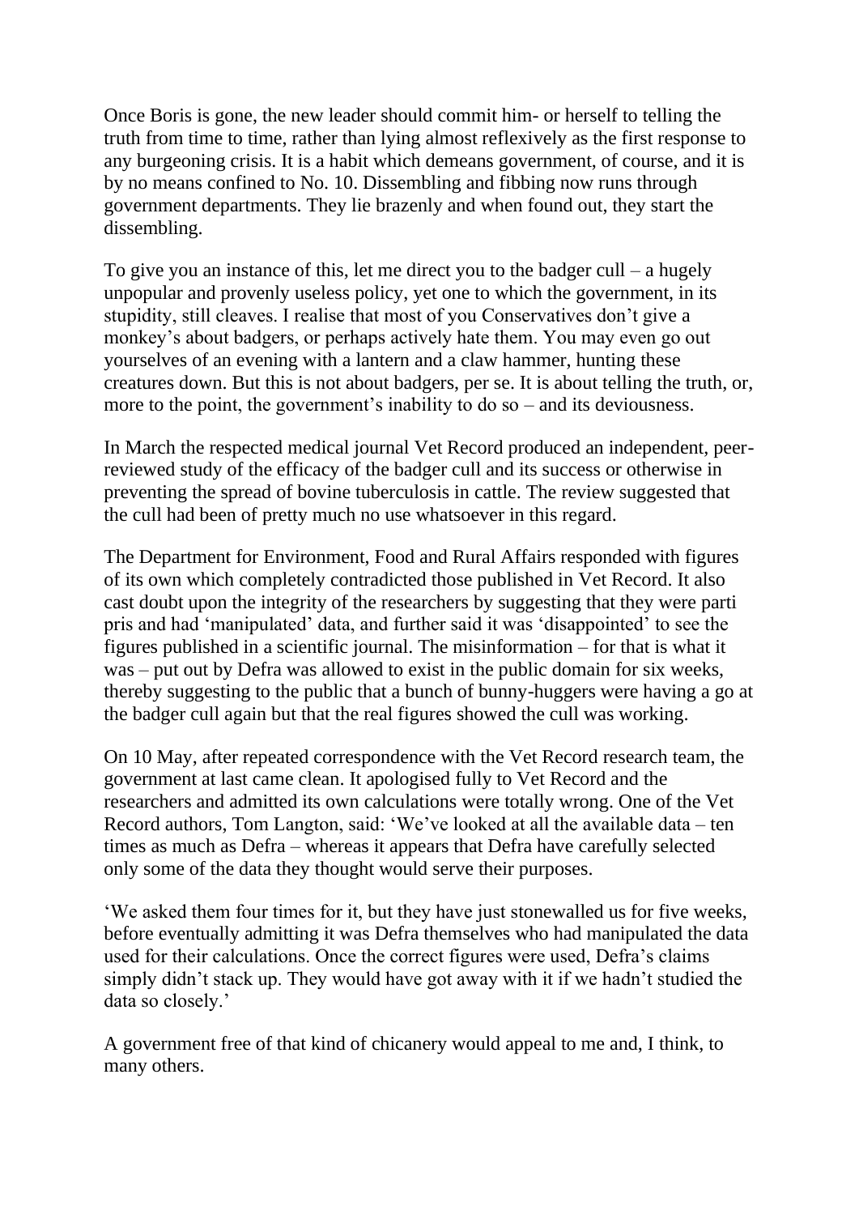Once Boris is gone, the new leader should commit him- or herself to telling the truth from time to time, rather than lying almost reflexively as the first response to any burgeoning crisis. It is a habit which demeans government, of course, and it is by no means confined to No. 10. Dissembling and fibbing now runs through government departments. They lie brazenly and when found out, they start the dissembling.

To give you an instance of this, let me direct you to the badger cull – a hugely unpopular and provenly useless policy, yet one to which the government, in its stupidity, still cleaves. I realise that most of you Conservatives don't give a monkey's about badgers, or perhaps actively hate them. You may even go out yourselves of an evening with a lantern and a claw hammer, hunting these creatures down. But this is not about badgers, per se. It is about telling the truth, or, more to the point, the government's inability to do so – and its deviousness.

In March the respected medical journal Vet Record produced an independent, peer-reviewed study of the efficacy of the badger cull and its success or otherwise in preventing the spread of bovine tuberculosis in cattle. The review suggested that the cull had been of pretty much no use whatsoever in this regard.

The Department for Environment, Food and Rural Affairs responded with figures of its own which completely contradicted those published in Vet Record. It also cast doubt upon the integrity of the researchers by suggesting that they were parti pris and had 'manipulated' data, and further said it was 'disappointed' to see the figures published in a scientific journal. The misinformation – for that is what it was – put out by Defra was allowed to exist in the public domain for six weeks, thereby suggesting to the public that a bunch of bunny-huggers were having a go at the badger cull again but that the real figures showed the cull was working.

On 10 May, after repeated correspondence with the Vet Record research team, the government at last came clean. It apologised fully to Vet Record and the researchers and admitted its own calculations were totally wrong. One of the Vet Record authors, Tom Langton, said: 'We've looked at all the available data – ten times as much as Defra – whereas it appears that Defra have carefully selected only some of the data they thought would serve their purposes.

'We asked them four times for it, but they have just stonewalled us for five weeks, before eventually admitting it was Defra themselves who had manipulated the data used for their calculations. Once the correct figures were used, Defra's claims simply didn't stack up. They would have got away with it if we hadn't studied the data so closely.'

A government free of that kind of chicanery would appeal to me and, I think, to many others.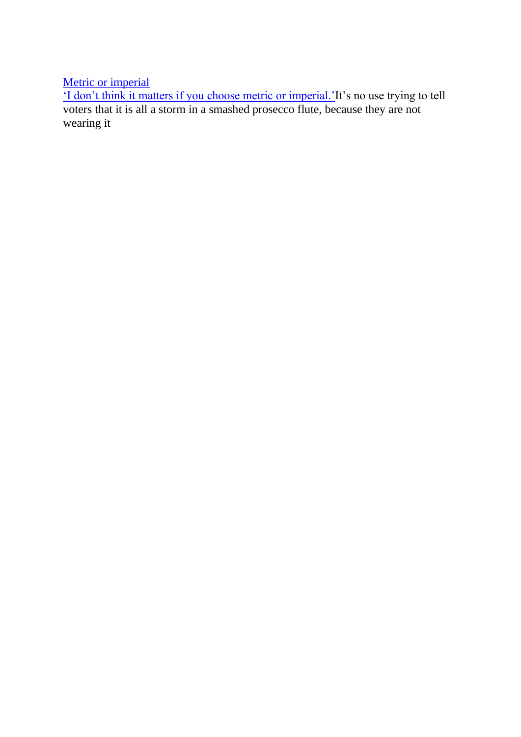[Metric or imperial]

['I don't think it matters if you choose metric or imperial.']It's no use trying to tell voters that it is all a storm in a smashed prosecco flute, because they are not wearing it